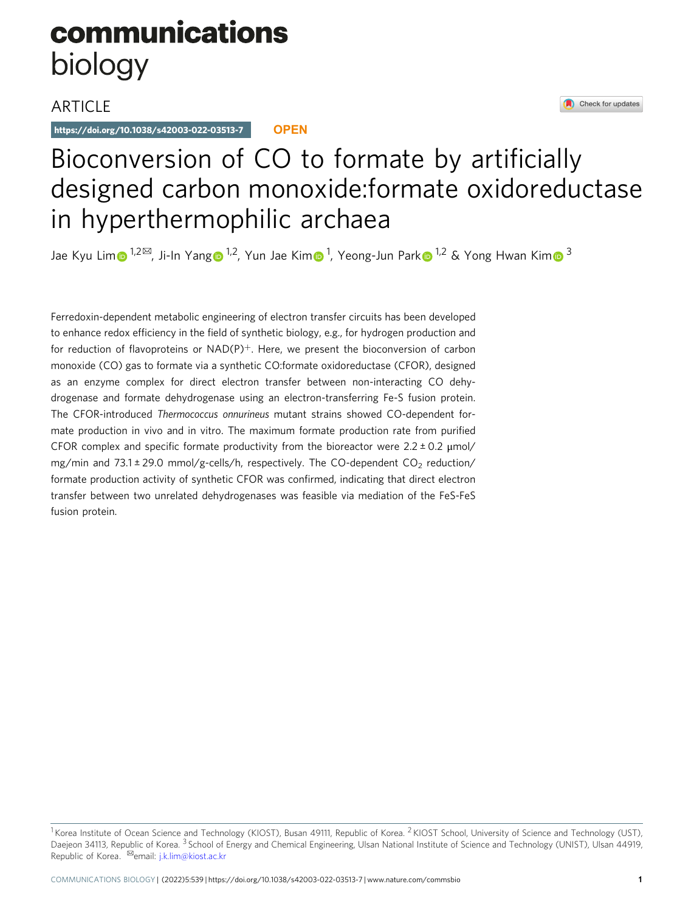# communications biology

ARTICLE

https://doi.org/10.1038/s42003-022-03513-7 **OPEN**

# Bioconversion of CO to formate by artificially designed carbon monoxide:formate oxidoreductase in hyperthermophilic archaea

Jae Kyu Lim[1,2✉], Ji-In Yang[1,2], Yun Jae Kim[1], Yeong-Jun Park[1,2] & Yong Hwan Kim[3]

Ferredoxin-dependent metabolic engineering of electron transfer circuits has been developed to enhance redox efficiency in the field of synthetic biology, e.g., for hydrogen production and for reduction of flavoproteins or $NAD(P)^+$. Here, we present the bioconversion of carbon monoxide (CO) gas to formate via a synthetic CO:formate oxidoreductase (CFOR), designed as an enzyme complex for direct electron transfer between non-interacting CO dehydrogenase and formate dehydrogenase using an electron-transferring Fe-S fusion protein. The CFOR-introduced *Thermococcus onnurineus* mutant strains showed CO-dependent formate production in vivo and in vitro. The maximum formate production rate from purified CFOR complex and specific formate productivity from the bioreactor were 2.2 ± 0.2 μmol/mg/min and 73.1 ± 29.0 mmol/g-cells/h, respectively. The CO-dependent $CO_2$ reduction/formate production activity of synthetic CFOR was confirmed, indicating that direct electron transfer between two unrelated dehydrogenases was feasible via mediation of the FeS-FeS fusion protein.

[1] Korea Institute of Ocean Science and Technology (KIOST), Busan 49111, Republic of Korea. [2] KIOST School, University of Science and Technology (UST), Daejeon 34113, Republic of Korea. [3] School of Energy and Chemical Engineering, Ulsan National Institute of Science and Technology (UNIST), Ulsan 44919, Republic of Korea. ✉email: j.k.lim@kiost.ac.kr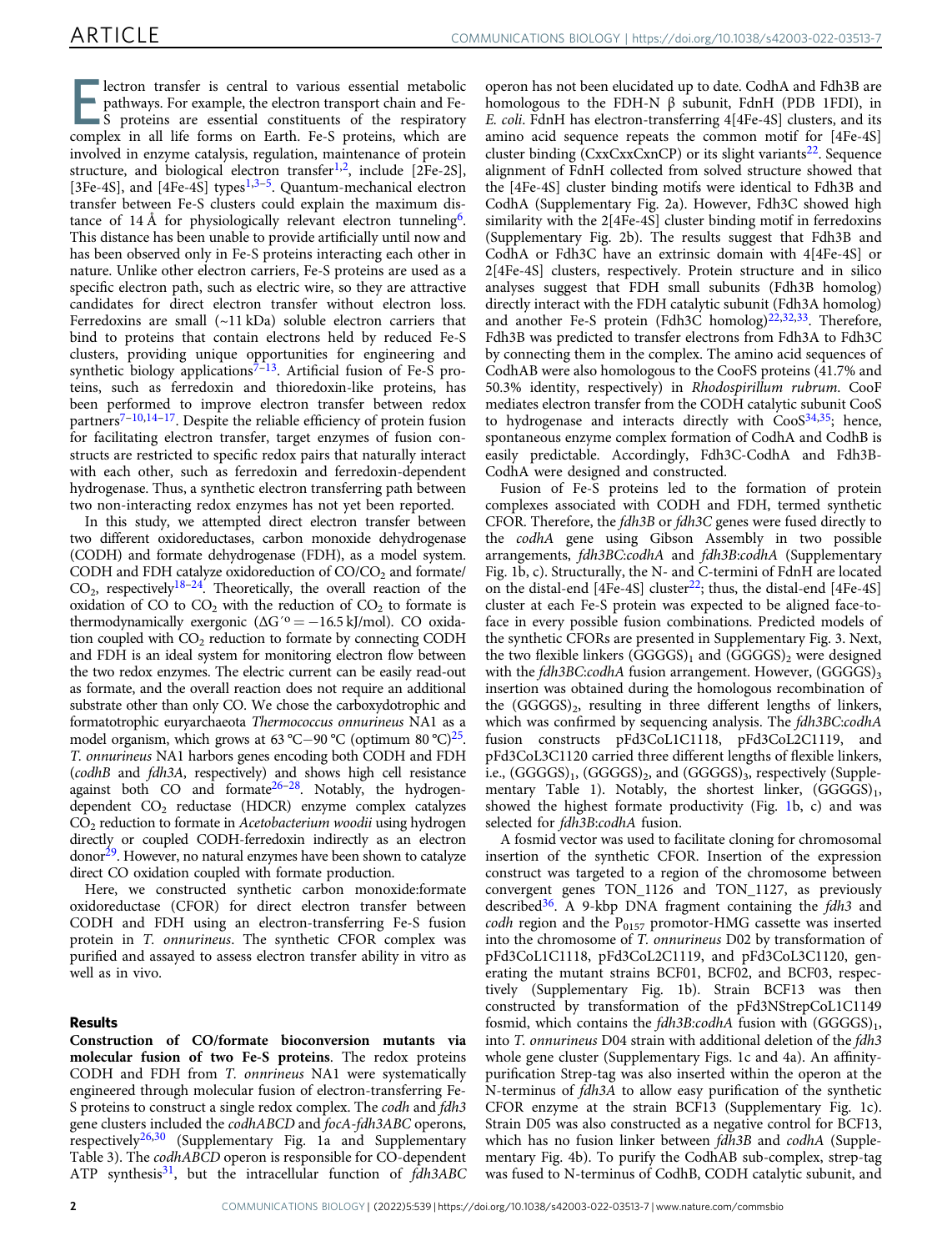Electron transfer is central to various essential metabolic pathways. For example, the electron transport chain and Fe-S proteins are essential constituents of the respiratory complex in all life forms on Earth. Fe-S proteins, which are involved in enzyme catalysis, regulation, maintenance of protein structure, and biological electron transfer[1,2], include [2Fe-2S], [3Fe-4S], and [4Fe-4S] types[1,3–5]. Quantum-mechanical electron transfer between Fe-S clusters could explain the maximum distance of 14 Å for physiologically relevant electron tunneling[6]. This distance has been unable to provide artificially until now and has been observed only in Fe-S proteins interacting each other in nature. Unlike other electron carriers, Fe-S proteins are used as a specific electron path, such as electric wire, so they are attractive candidates for direct electron transfer without electron loss. Ferredoxins are small (~11 kDa) soluble electron carriers that bind to proteins that contain electrons held by reduced Fe-S clusters, providing unique opportunities for engineering and synthetic biology applications[7–13]. Artificial fusion of Fe-S proteins, such as ferredoxin and thioredoxin-like proteins, has been performed to improve electron transfer between redox partners[7–10,14–17]. Despite the reliable efficiency of protein fusion for facilitating electron transfer, target enzymes of fusion constructs are restricted to specific redox pairs that naturally interact with each other, such as ferredoxin and ferredoxin-dependent hydrogenase. Thus, a synthetic electron transferring path between two non-interacting redox enzymes has not yet been reported.

In this study, we attempted direct electron transfer between two different oxidoreductases, carbon monoxide dehydrogenase (CODH) and formate dehydrogenase (FDH), as a model system. CODH and FDH catalyze oxidoreduction of CO/$CO_2$ and formate/$CO_2$, respectively[18–24]. Theoretically, the overall reaction of the oxidation of CO to $CO_2$ with the reduction of $CO_2$ to formate is thermodynamically exergonic ($\Delta G'^{o} = -16.5$ kJ/mol). CO oxidation coupled with $CO_2$ reduction to formate by connecting CODH and FDH is an ideal system for monitoring electron flow between the two redox enzymes. The electric current can be easily read-out as formate, and the overall reaction does not require an additional substrate other than only CO. We chose the carboxydotrophic and formatotrophic euryarchaeota *Thermococcus onnurineus* NA1 as a model organism, which grows at 63 °C−90 °C (optimum 80 °C)[25]. *T. onnurineus* NA1 harbors genes encoding both CODH and FDH (*codhB* and *fdh3A*, respectively) and shows high cell resistance against both CO and formate[26–28]. Notably, the hydrogen-dependent $CO_2$ reductase (HDCR) enzyme complex catalyzes $CO_2$ reduction to formate in *Acetobacterium woodii* using hydrogen directly or coupled CODH-ferredoxin indirectly as an electron donor[29]. However, no natural enzymes have been shown to catalyze direct CO oxidation coupled with formate production.

Here, we constructed synthetic carbon monoxide:formate oxidoreductase (CFOR) for direct electron transfer between CODH and FDH using an electron-transferring Fe-S fusion protein in *T. onnurineus*. The synthetic CFOR complex was purified and assayed to assess electron transfer ability in vitro as well as in vivo.

## Results

**Construction of CO/formate bioconversion mutants via molecular fusion of two Fe-S proteins**. The redox proteins CODH and FDH from *T. onnrineus* NA1 were systematically engineered through molecular fusion of electron-transferring Fe-S protein clusters to construct a single redox complex. The *codh* and *fdh3* gene clusters included the *codhABCD* and *focA-fdh3ABC* operons, respectively[26,30] (Supplementary Fig. 1a and Supplementary Table 3). The *codhABCD* operon is responsible for CO-dependent ATP synthesis[31], but the intracellular function of *fdh3ABC* operon has not been elucidated up to date. CodhA and Fdh3B are homologous to the FDH-N β subunit, FdnH (PDB 1FDI), in *E. coli*. FdnH has electron-transferring 4[4Fe-4S] clusters, and its amino acid sequence repeats the common motif for [4Fe-4S] cluster binding (CxxCxxCxnCP) or its slight variants[22]. Sequence alignment of FdnH collected from solved structure showed that the [4Fe-4S] cluster binding motifs were identical to Fdh3B and CodhA (Supplementary Fig. 2a). However, Fdh3C showed high similarity with the 2[4Fe-4S] cluster binding motif in ferredoxins (Supplementary Fig. 2b). The results suggest that Fdh3B and CodhA or Fdh3C have an extrinsic domain with 4[4Fe-4S] or 2[4Fe-4S] clusters, respectively. Protein structure and in silico analyses suggest that FDH small subunits (Fdh3B homolog) directly interact with the FDH catalytic subunit (Fdh3A homolog) and another Fe-S protein (Fdh3C homolog)[22,32,33]. Therefore, Fdh3B was predicted to transfer electrons from Fdh3A to Fdh3C by connecting them in the complex. The amino acid sequences of CodhAB were also homologous to the CooFS proteins (41.7% and 50.3% identity, respectively) in *Rhodospirillum rubrum*. CooF mediates electron transfer from the CODH catalytic subunit CooS to hydrogenase and interacts directly with CooS[34,35]; hence, spontaneous enzyme complex formation of CodhA and CodhB is easily predictable. Accordingly, Fdh3C-CodhA and Fdh3B-CodhA were designed and constructed.

Fusion of Fe-S proteins led to the formation of protein complexes associated with CODH and FDH, termed synthetic CFOR. Therefore, the *fdh3B* or *fdh3C* genes were fused directly to the *codhA* gene using Gibson Assembly in two possible arrangements, *fdh3BC:codhA* and *fdh3B:codhA* (Supplementary Fig. 1b, c). Structurally, the N- and C-termini of FdnH are located on the distal-end [4Fe-4S] cluster[22]; thus, the distal-end [4Fe-4S] cluster at each Fe-S protein was expected to be aligned face-to-face in every possible fusion combinations. Predicted models of the synthetic CFORs are presented in Supplementary Fig. 3. Next, the two flexible linkers $(GGGGS)_1$ and $(GGGGS)_2$ were designed with the *fdh3BC:codhA* fusion arrangement. However, $(GGGGS)_3$ insertion was obtained during the homologous recombination of the $(GGGGS)_2$, resulting in three different lengths of linkers, which was confirmed by sequencing analysis. The *fdh3BC:codhA* fusion constructs pFd3CoL1C1118, pFd3CoL2C1119, and pFd3CoL3C1120 carried three different lengths of flexible linkers, i.e., $(GGGGS)_1$, $(GGGGS)_2$, and $(GGGGS)_3$, respectively (Supplementary Table 1). Notably, the shortest linker, $(GGGGS)_1$, showed the highest formate productivity (Fig. 1b, c) and was selected for *fdh3B:codhA* fusion.

A fosmid vector was used to facilitate cloning for chromosomal insertion of the synthetic CFOR. Insertion of the expression construct was targeted to a region of the chromosome between convergent genes TON_1126 and TON_1127, as previously described[36]. A 9-kbp DNA fragment containing the *fdh3* and *codh* region and the $P_{0157}$ promotor-HMG cassette was inserted into the chromosome of *T. onnurineus* D02 by transformation of pFd3CoL1C1118, pFd3CoL2C1119, and pFd3CoL3C1120, generating the mutant strains BCF01, BCF02, and BCF03, respectively (Supplementary Fig. 1b). Strain BCF13 was then constructed by transformation of the pFd3NStrepCoL1C1149 fosmid, which contains the *fdh3B:codhA* fusion with $(GGGGS)_1$, into *T. onnurineus* D04 strain with additional deletion of the *fdh3* whole gene cluster (Supplementary Figs. 1c and 4a). An affinity-purification Strep-tag was also inserted within the operon at the N-terminus of *fdh3A* to allow easy purification of the synthetic CFOR enzyme at the strain BCF13 (Supplementary Fig. 1c). Strain D05 was also constructed as a negative control for BCF13, which has no fusion linker between *fdh3B* and *codhA* (Supplementary Fig. 4b). To purify the CodhAB sub-complex, strep-tag was fused to N-terminus of CodhB, CODH catalytic subunit, and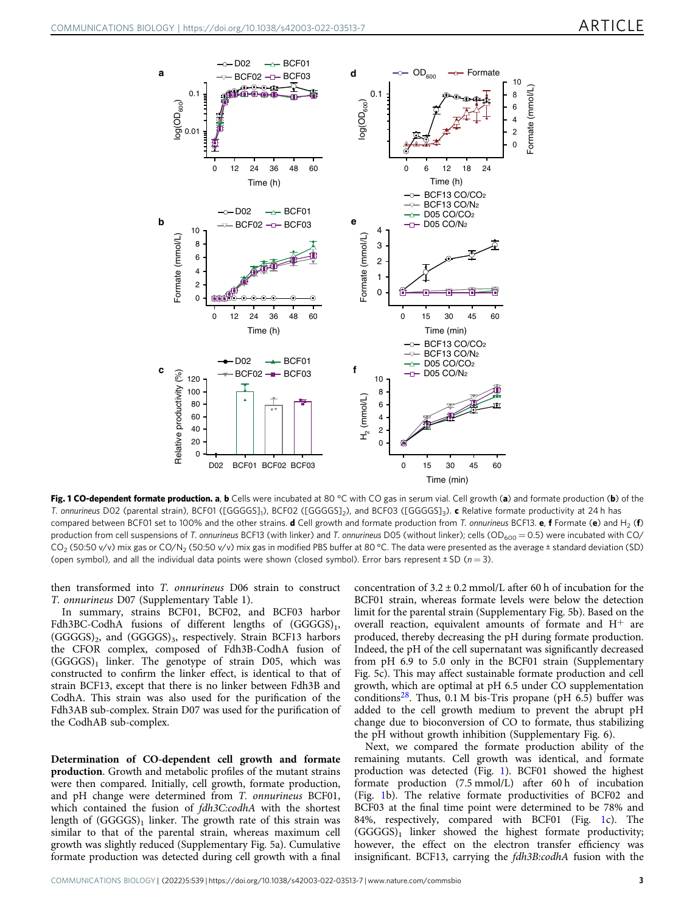**Fig. 1 CO-dependent formate production.** **a**, **b** Cells were incubated at 80 °C with CO gas in serum vial. Cell growth (**a**) and formate production (**b**) of the *T. onnurineus* D02 (parental strain), BCF01 ([GGGGS]$_1$), BCF02 ([GGGGS]$_2$), and BCF03 ([GGGGS]$_3$). **c** Relative formate productivity at 24 h has compared between BCF01 set to 100% and the other strains. **d** Cell growth and formate production from *T. onnurineus* BCF13. **e**, **f** Formate (**e**) and $H_2$ (**f**) production from cell suspensions of *T. onnurineus* BCF13 (with linker) and *T. onnurineus* D05 (without linker); cells ($OD_{600}$ = 0.5) were incubated with CO/$CO_2$ (50:50 v/v) mix gas or CO/$N_2$ (50:50 v/v) mix gas in modified PBS buffer at 80 °C. The data were presented as the average ± standard deviation (SD) (open symbol), and all the individual data points were shown (closed symbol). Error bars represent ± SD ($n = 3$).

then transformed into *T. onnurineus* D06 strain to construct *T. onnurineus* D07 (Supplementary Table 1).

In summary, strains BCF01, BCF02, and BCF03 harbor Fdh3BC-CodhA fusions of different lengths of (GGGGS)$_1$, (GGGGS)$_2$, and (GGGGS)$_3$, respectively. Strain BCF13 harbors the CFOR complex, composed of Fdh3B-CodhA fusion of (GGGGS)$_1$ linker. The genotype of strain D05, which was constructed to confirm the linker effect, is identical to that of strain BCF13, except that there is no linker between Fdh3B and CodhA. This strain was also used for the purification of the Fdh3AB sub-complex. Strain D07 was used for the purification of the CodhAB sub-complex.

**Determination of CO-dependent cell growth and formate production**. Growth and metabolic profiles of the mutant strains were then compared. Initially, cell growth, formate production, and pH change were determined from *T. onnurineus* BCF01, which contained the fusion of *fdh3C:codhA* with the shortest length of (GGGGS)$_1$ linker. The growth rate of this strain was similar to that of the parental strain, whereas maximum cell growth was slightly reduced (Supplementary Fig. 5a). Cumulative formate production was detected during cell growth with a final concentration of 3.2 ± 0.2 mmol/L after 60 h of incubation for the BCF01 strain, whereas formate levels were below the detection limit for the parental strain (Supplementary Fig. 5b). Based on the overall reaction, equivalent amounts of formate and $H^+$ are produced, thereby decreasing the pH during formate production. Indeed, the pH of the cell supernatant was significantly decreased from pH 6.9 to 5.0 only in the BCF01 strain (Supplementary Fig. 5c). This may affect sustainable formate production and cell growth, which are optimal at pH 6.5 under CO supplementation conditions[28]. Thus, 0.1 M bis-Tris propane (pH 6.5) buffer was added to the cell growth medium to prevent the abrupt pH change due to bioconversion of CO to formate, thus stabilizing the pH without growth inhibition (Supplementary Fig. 6).

Next, we compared the formate production ability of the remaining mutants. Cell growth was identical, and formate production was detected (Fig. 1). BCF01 showed the highest formate production (7.5 mmol/L) after 60 h of incubation (Fig. 1b). The relative formate productivities of BCF02 and BCF03 at the final time point were determined to be 78% and 84%, respectively, compared with BCF01 (Fig. 1c). The (GGGGS)$_1$ linker showed the highest formate productivity; however, the effect on the electron transfer efficiency was insignificant. BCF13, carrying the *fdh3B:codhA* fusion with the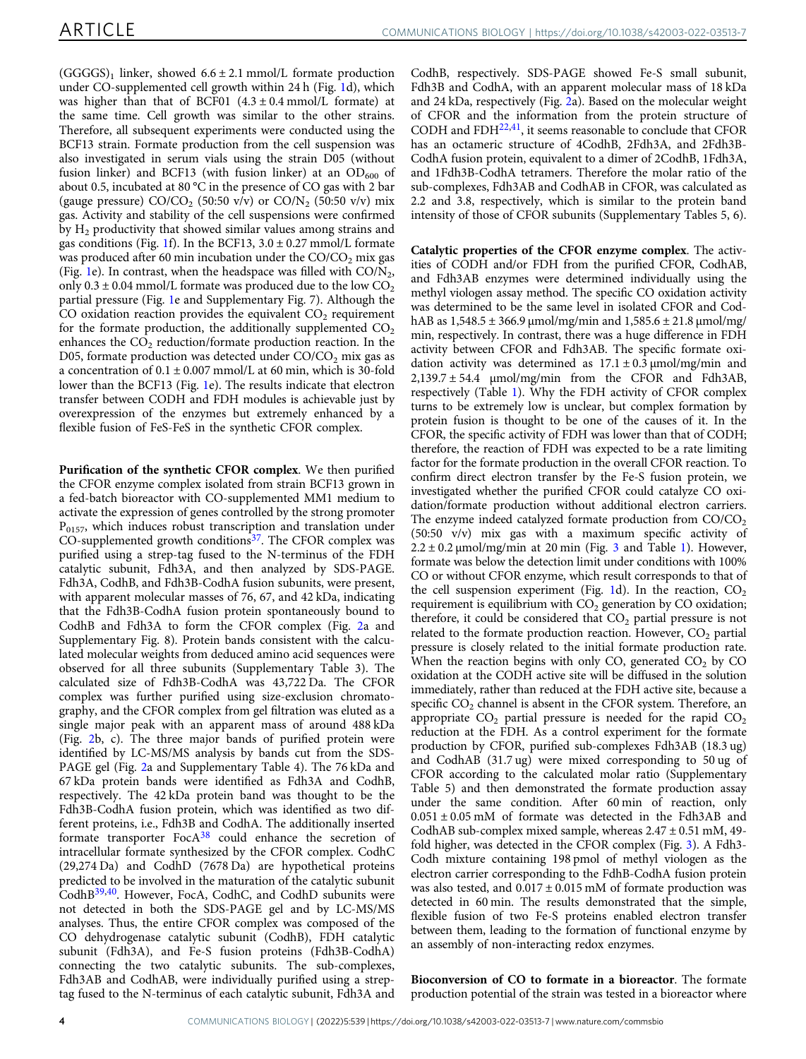$(GGGGS)_1$ linker, showed $6.6 \pm 2.1$ mmol/L formate production under CO-supplemented cell growth within 24 h (Fig. 1d), which was higher than that of BCF01 ($4.3 \pm 0.4$ mmol/L formate) at the same time. Cell growth was similar to the other strains. Therefore, all subsequent experiments were conducted using the BCF13 strain. Formate production from the cell suspension was also investigated in serum vials using the strain D05 (without fusion linker) and BCF13 (with fusion linker) at an $OD_{600}$ of about 0.5, incubated at 80 °C in the presence of CO gas with 2 bar (gauge pressure) $CO/CO_2$ (50:50 v/v) or $CO/N_2$ (50:50 v/v) mix gas. Activity and stability of the cell suspensions were confirmed by $H_2$ productivity that showed similar values among strains and gas conditions (Fig. 1f). In the BCF13, $3.0 \pm 0.27$ mmol/L formate was produced after 60 min incubation under the $CO/CO_2$ mix gas (Fig. 1e). In contrast, when the headspace was filled with $CO/N_2$, only $0.3 \pm 0.04$ mmol/L formate was produced due to the low $CO_2$ partial pressure (Fig. 1e and Supplementary Fig. 7). Although the CO oxidation reaction provides the equivalent $CO_2$ requirement for the formate production, the additionally supplemented $CO_2$ enhances the $CO_2$ reduction/formate production reaction. In the D05, formate production was detected under $CO/CO_2$ mix gas as a concentration of $0.1 \pm 0.007$ mmol/L at 60 min, which is 30-fold lower than the BCF13 (Fig. 1e). The results indicate that electron transfer between CODH and FDH modules is achievable just by overexpression of the enzymes but extremely enhanced by a flexible fusion of FeS-FeS in the synthetic CFOR complex.

**Purification of the synthetic CFOR complex**. We then purified the CFOR enzyme complex isolated from strain BCF13 grown in a fed-batch bioreactor with CO-supplemented MM1 medium to activate the expression of genes controlled by the strong promoter $P_{0157}$, which induces robust transcription and translation under CO-supplemented growth conditions[37]. The CFOR complex was purified using a strep-tag fused to the N-terminus of the FDH catalytic subunit, Fdh3A, and then analyzed by SDS-PAGE. Fdh3A, CodhB, and Fdh3B-CodhA fusion subunits, were present, with apparent molecular masses of 76, 67, and 42 kDa, indicating that the Fdh3B-CodhA fusion protein spontaneously bound to CodhB and Fdh3A to form the CFOR complex (Fig. 2a and Supplementary Fig. 8). Protein bands consistent with the calculated molecular weights from deduced amino acid sequences were observed for all three subunits (Supplementary Table 3). The calculated size of Fdh3B-CodhA was 43,722 Da. The CFOR complex was further purified using size-exclusion chromatography, and the CFOR complex from gel filtration was eluted as a single major peak with an apparent mass of around 488 kDa (Fig. 2b, c). The three major bands of purified protein were identified by LC-MS/MS analysis by bands cut from the SDS-PAGE gel (Fig. 2a and Supplementary Table 4). The 76 kDa and 67 kDa protein bands were identified as Fdh3A and CodhB, respectively. The 42 kDa protein band was thought to be the Fdh3B-CodhA fusion protein, which was identified as two different proteins, i.e., Fdh3B and CodhA. The additionally inserted formate transporter FocA[38] could enhance the secretion of intracellular formate synthesized by the CFOR complex. CodhC (29,274 Da) and CodhD (7678 Da) are hypothetical proteins predicted to be involved in the maturation of the catalytic subunit CodhB[39,40]. However, FocA, CodhC, and CodhD subunits were not detected in both the SDS-PAGE gel and by LC-MS/MS analyses. Thus, the entire CFOR complex was composed of the CO dehydrogenase catalytic subunit (CodhB), FDH catalytic subunit (Fdh3A), and Fe-S fusion proteins (Fdh3B-CodhA) connecting the two catalytic subunits. The sub-complexes, Fdh3AB and CodhAB, were individually purified using a strep-tag fused to the N-terminus of each catalytic subunit, Fdh3A and CodhB, respectively. SDS-PAGE showed Fe-S small subunit, Fdh3B and CodhA, with an apparent molecular mass of 18 kDa and 24 kDa, respectively (Fig. 2a). Based on the molecular weight of CFOR and the information from the protein structure of CODH and FDH[22,41], it seems reasonable to conclude that CFOR has an octameric structure of 4CodhB, 2Fdh3A, and 2Fdh3B-CodhA fusion protein, equivalent to a dimer of 2CodhB, 1Fdh3A, and 1Fdh3B-CodhA tetramers. Therefore the molar ratio of the sub-complexes, Fdh3AB and CodhAB in CFOR, was calculated as 2.2 and 3.8, respectively, which is similar to the protein band intensity of those of CFOR subunits (Supplementary Tables 5, 6).

**Catalytic properties of the CFOR enzyme complex**. The activities of CODH and/or FDH from the purified CFOR, CodhAB, and Fdh3AB enzymes were determined individually using the methyl viologen assay method. The specific CO oxidation activity was determined to be the same level in isolated CFOR and CodhAB as $1{,}548.5 \pm 366.9$ μmol/mg/min and $1{,}585.6 \pm 21.8$ μmol/mg/min, respectively. In contrast, there was a huge difference in FDH activity between CFOR and Fdh3AB. The specific formate oxidation activity was determined as $17.1 \pm 0.3$ μmol/mg/min and $2{,}139.7 \pm 54.4$ μmol/mg/min from the CFOR and Fdh3AB, respectively (Table 1). Why the FDH activity of CFOR complex turns to be extremely low is unclear, but complex formation by protein fusion is thought to be one of the causes of it. In the CFOR, the specific activity of FDH was lower than that of CODH; therefore, the reaction of FDH was expected to be a rate limiting factor for the formate production in the overall CFOR reaction. To confirm direct electron transfer by the Fe-S fusion protein, we investigated whether the purified CFOR could catalyze CO oxidation/formate production without additional electron carriers. The enzyme indeed catalyzed formate production from $CO/CO_2$ (50:50 v/v) mix gas with a maximum specific activity of $2.2 \pm 0.2$ μmol/mg/min at 20 min (Fig. 3 and Table 1). However, formate was below the detection limit under conditions with 100% CO or without CFOR enzyme, which result corresponds to that of the cell suspension experiment (Fig. 1d). In the reaction, $CO_2$ requirement is equilibrium with $CO_2$ generation by CO oxidation; therefore, it could be considered that $CO_2$ partial pressure is not related to the formate production reaction. However, $CO_2$ partial pressure is closely related to the initial formate production rate. When the reaction begins with only CO, generated $CO_2$ by CO oxidation at the CODH active site will be diffused in the solution immediately, rather than reduced at the FDH active site, because a specific $CO_2$ channel is absent in the CFOR system. Therefore, an appropriate $CO_2$ partial pressure is needed for the rapid $CO_2$ reduction at the FDH. As a control experiment for the formate production by CFOR, purified sub-complexes Fdh3AB (18.3 ug) and CodhAB (31.7 ug) were mixed corresponding to 50 ug of CFOR according to the calculated molar ratio (Supplementary Table 5) and then demonstrated the formate production assay under the same condition. After 60 min of reaction, only $0.051 \pm 0.05$ mM of formate was detected in the Fdh3AB and CodhAB sub-complex mixed sample, whereas $2.47 \pm 0.51$ mM, 49-fold higher, was detected in the CFOR complex (Fig. 3). A Fdh3-Codh mixture containing 198 pmol of methyl viologen as the electron carrier corresponding to the FdhB-CodhA fusion protein was also tested, and $0.017 \pm 0.015$ mM of formate production was detected in 60 min. The results demonstrated that the simple, flexible fusion of two Fe-S proteins enabled electron transfer between them, leading to the formation of functional enzyme by an assembly of non-interacting redox enzymes.

**Bioconversion of CO to formate in a bioreactor**. The formate production potential of the strain was tested in a bioreactor where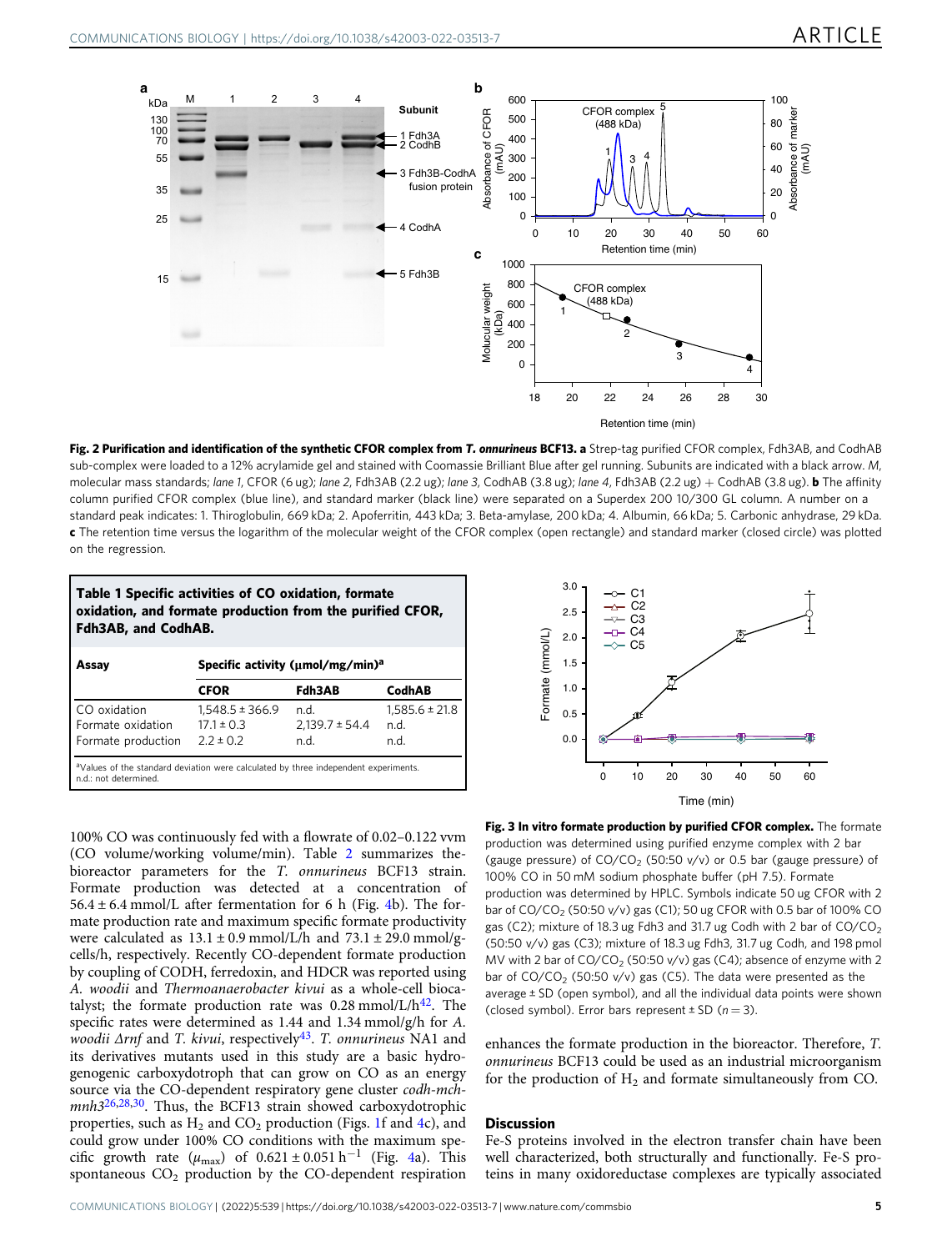**Fig. 2 Purification and identification of the synthetic CFOR complex from *T. onnurineus* BCF13.** **a** Strep-tag purified CFOR complex, Fdh3AB, and CodhAB sub-complex were loaded to a 12% acrylamide gel and stained with Coomassie Brilliant Blue after gel running. Subunits are indicated with a black arrow. *M*, molecular mass standards; *lane 1*, CFOR (6 ug); *lane 2*, Fdh3AB (2.2 ug); *lane 3*, CodhAB (3.8 ug); *lane 4*, Fdh3AB (2.2 ug) + CodhAB (3.8 ug). **b** The affinity column purified CFOR complex (blue line), and standard marker (black line) were separated on a Superdex 200 10/300 GL column. A number on a standard peak indicates: 1. Thiroglobulin, 669 kDa; 2. Apoferritin, 443 kDa; 3. Beta-amylase, 200 kDa; 4. Albumin, 66 kDa; 5. Carbonic anhydrase, 29 kDa. **c** The retention time versus the logarithm of the molecular weight of the CFOR complex (open rectangle) and standard marker (closed circle) was plotted on the regression.

**Table 1 Specific activities of CO oxidation, formate oxidation, and formate production from the purified CFOR, Fdh3AB, and CodhAB.**

| Assay | Specific activity (μmol/mg/min)[a] | | |
|---|---|---|---|
| | CFOR | Fdh3AB | CodhAB |
| CO oxidation | 1,548.5 ± 366.9 | n.d. | 1,585.6 ± 21.8 |
| Formate oxidation | 17.1 ± 0.3 | 2,139.7 ± 54.4 | n.d. |
| Formate production | 2.2 ± 0.2 | n.d. | n.d. |

[a]Values of the standard deviation were calculated by three independent experiments.
n.d.: not determined.

100% CO was continuously fed with a flowrate of 0.02–0.122 vvm (CO volume/working volume/min). Table 2 summarizes the bioreactor parameters for the *T. onnurineus* BCF13 strain. Formate production was detected at a concentration of 56.4 ± 6.4 mmol/L after fermentation for 6 h (Fig. 4b). The formate production rate and maximum specific formate productivity were calculated as 13.1 ± 0.9 mmol/L/h and 73.1 ± 29.0 mmol/g-cells/h, respectively. Recently CO-dependent formate production by coupling of CODH, ferredoxin, and HDCR was reported using *A. woodii* and *Thermoanaerobacter kivui* as a whole-cell biocatalyst; the formate production rate was 0.28 mmol/L/h[42]. The specific rates were determined as 1.44 and 1.34 mmol/g/h for *A. woodii Δrnf* and *T. kivui*, respectively[43]. *T. onnurineus* NA1 and its derivatives mutants used in this study are a basic hydrogenogenic carboxydotroph that can grow on CO as an energy source via the CO-dependent respiratory gene cluster *codh-mch-mnh3*[26,28,30]. Thus, the BCF13 strain showed carboxydotrophic properties, such as $H_2$ and $CO_2$ production (Figs. 1f and 4c), and could grow under 100% CO conditions with the maximum specific growth rate ($\mu_{max}$) of 0.621 ± 0.051 $h^{-1}$ (Fig. 4a). This spontaneous $CO_2$ production by the CO-dependent respiration enhances the formate production in the bioreactor. Therefore, *T. onnurineus* BCF13 could be used as an industrial microorganism for the production of $H_2$ and formate simultaneously from CO.

**Fig. 3 In vitro formate production by purified CFOR complex.** The formate production was determined using purified enzyme complex with 2 bar (gauge pressure) of $CO/CO_2$ (50:50 v/v) or 0.5 bar (gauge pressure) of 100% CO in 50 mM sodium phosphate buffer (pH 7.5). Formate production was determined by HPLC. Symbols indicate 50 ug CFOR with 2 bar of $CO/CO_2$ (50:50 v/v) gas (C1); 50 ug CFOR with 0.5 bar of 100% CO gas (C2); mixture of 18.3 ug Fdh3 and 31.7 ug Codh with 2 bar of $CO/CO_2$ (50:50 v/v) gas (C3); mixture of 18.3 ug Fdh3, 31.7 ug Codh, and 198 pmol MV with 2 bar of $CO/CO_2$ (50:50 v/v) gas (C4); absence of enzyme with 2 bar of $CO/CO_2$ (50:50 v/v) gas (C5). The data were presented as the average ± SD (open symbol), and all the individual data points were shown (closed symbol). Error bars represent ± SD (*n* = 3).

## Discussion

Fe-S proteins involved in the electron transfer chain have been well characterized, both structurally and functionally. Fe-S proteins in many oxidoreductase complexes are typically associated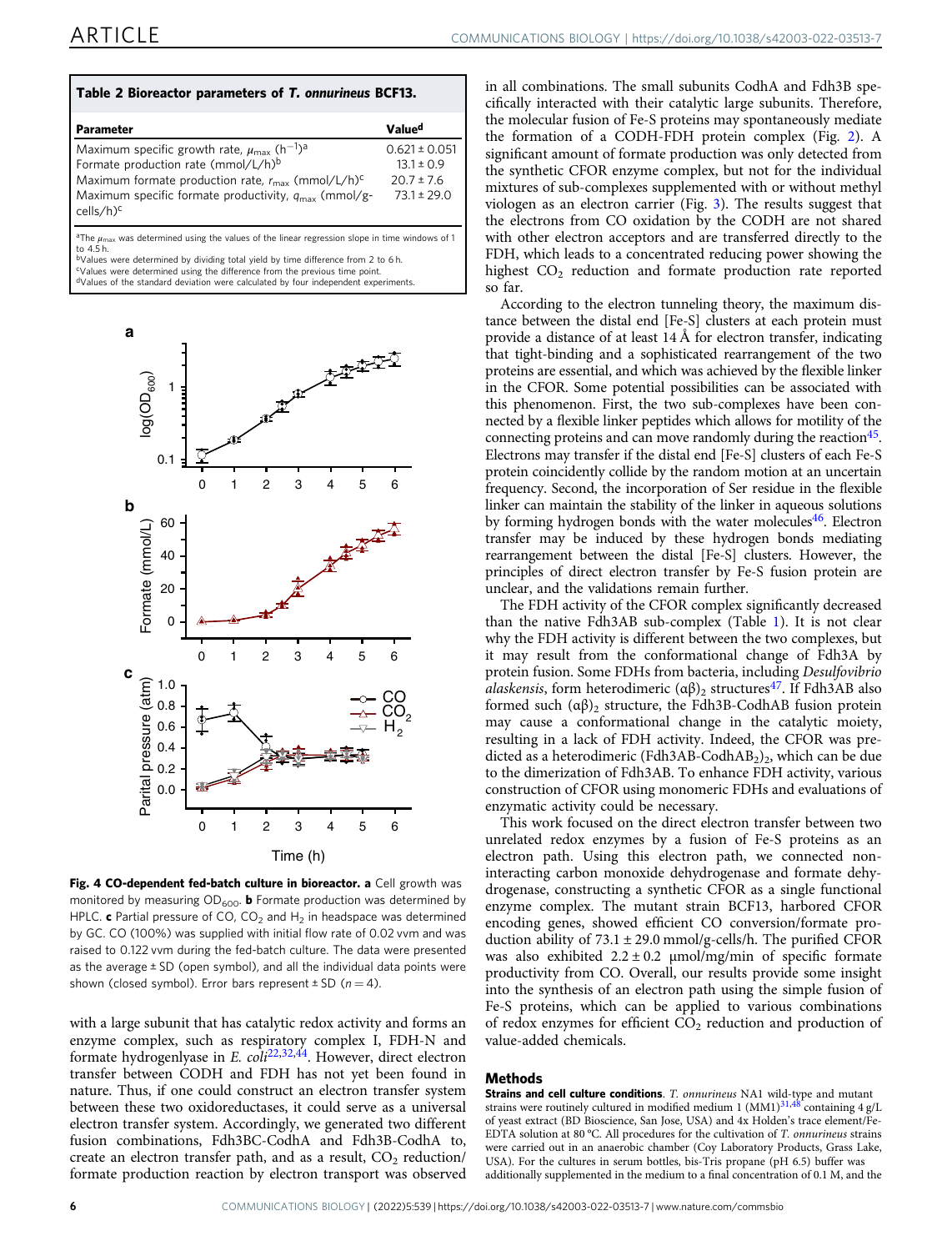**Table 2 Bioreactor parameters of *T. onnurineus* BCF13.**

| Parameter | Value[d] |
|---|---|
| Maximum specific growth rate, $\mu_{max}$ ($h^{-1}$)[a] | 0.621 ± 0.051 |
| Formate production rate (mmol/L/h)[b] | 13.1 ± 0.9 |
| Maximum formate production rate, $r_{max}$ (mmol/L/h)[c] | 20.7 ± 7.6 |
| Maximum specific formate productivity, $q_{max}$ (mmol/g-cells/h)[c] | 73.1 ± 29.0 |

[a]The $\mu_{max}$ was determined using the values of the linear regression slope in time windows of 1 to 4.5 h.
[b]Values were determined by dividing total yield by time difference from 2 to 6 h.
[c]Values were determined using the difference from the previous time point.
[d]Values of the standard deviation were calculated by four independent experiments.

**Fig. 4 CO-dependent fed-batch culture in bioreactor.** **a** Cell growth was monitored by measuring $OD_{600}$. **b** Formate production was determined by HPLC. **c** Partial pressure of CO, $CO_2$ and $H_2$ in headspace was determined by GC. CO (100%) was supplied with initial flow rate of 0.02 vvm and was raised to 0.122 vvm during the fed-batch culture. The data were presented as the average ± SD (open symbol), and all the individual data points were shown (closed symbol). Error bars represent ± SD ($n = 4$).

with a large subunit that has catalytic redox activity and forms an enzyme complex, such as respiratory complex I, FDH-N and formate hydrogenlyase in *E. coli*[22,32,44]. However, direct electron transfer between CODH and FDH has not yet been found in nature. Thus, if one could construct an electron transfer system between these two oxidoreductases, it could serve as a universal electron transfer system. Accordingly, we generated two different fusion combinations, Fdh3BC-CodhA and Fdh3B-CodhA to, create an electron transfer path, and as a result, $CO_2$ reduction/formate production reaction by electron transport was observed in all combinations. The small subunits CodhA and Fdh3B specifically interacted with their catalytic large subunits. Therefore, the molecular fusion of Fe-S proteins may spontaneously mediate the formation of a CODH-FDH protein complex (Fig. 2). A significant amount of formate production was only detected from the synthetic CFOR enzyme complex, but not for the individual mixtures of sub-complexes supplemented with or without methyl viologen as an electron carrier (Fig. 3). The results suggest that the electrons from CO oxidation by the CODH are not shared with other electron acceptors and are transferred directly to the FDH, which leads to a concentrated reducing power showing the highest $CO_2$ reduction and formate production rate reported so far.

According to the electron tunneling theory, the maximum distance between the distal end [Fe-S] clusters at each protein must provide a distance of at least 14 Å for electron transfer, indicating that tight-binding and a sophisticated rearrangement of the two proteins are essential, and which was achieved by the flexible linker in the CFOR. Some potential possibilities can be associated with this phenomenon. First, the two sub-complexes have been connected by a flexible linker peptides which allows for motility of the connecting proteins and can move randomly during the reaction[45]. Electrons may transfer if the distal end [Fe-S] clusters of each Fe-S protein coincidently collide by the random motion at an uncertain frequency. Second, the incorporation of Ser residue in the flexible linker can maintain the stability of the linker in aqueous solutions by forming hydrogen bonds with the water molecules[46]. Electron transfer may be induced by these hydrogen bonds mediating rearrangement between the distal [Fe-S] clusters. However, the principles of direct electron transfer by Fe-S fusion protein are unclear, and the validations remain further.

The FDH activity of the CFOR complex significantly decreased than the native Fdh3AB sub-complex (Table 1). It is not clear why the FDH activity is different between the two complexes, but it may result from the conformational change of Fdh3A by protein fusion. Some FDHs from bacteria, including *Desulfovibrio alaskensis*, form heterodimeric $(\alpha\beta)_2$ structures[47]. If Fdh3AB also formed such $(\alpha\beta)_2$ structure, the Fdh3B-CodhAB fusion protein may cause a conformational change in the catalytic moiety, resulting in a lack of FDH activity. Indeed, the CFOR was predicted as a heterodimeric $(Fdh3AB\text{-}CodhAB_2)_2$, which can be due to the dimerization of Fdh3AB. To enhance FDH activity, various construction of CFOR using monomeric FDHs and evaluations of enzymatic activity could be necessary.

This work focused on the direct electron transfer between two unrelated redox enzymes by a fusion of Fe-S proteins as an electron path. Using this electron path, we connected non-interacting carbon monoxide dehydrogenase and formate dehydrogenase, constructing a synthetic CFOR as a single functional enzyme complex. The mutant strain BCF13, harbored CFOR encoding genes, showed efficient CO conversion/formate production ability of 73.1 ± 29.0 mmol/g-cells/h. The purified CFOR was also exhibited 2.2 ± 0.2 μmol/mg/min of specific formate productivity from CO. Overall, our results provide some insight into the synthesis of an electron path using the simple fusion of Fe-S proteins, which can be applied to various combinations of redox enzymes for efficient $CO_2$ reduction and production of value-added chemicals.

## Methods

**Strains and cell culture conditions**. *T. onnurineus* NA1 wild-type and mutant strains were routinely cultured in modified medium 1 (MM1)[31,48] containing 4 g/L of yeast extract (BD Bioscience, San Jose, USA) and 4x Holden's trace element/Fe-EDTA solution at 80 °C. All procedures for the cultivation of *T. onnurineus* strains were carried out in an anaerobic chamber (Coy Laboratory Products, Grass Lake, USA). For the cultures in serum bottles, bis-Tris propane (pH 6.5) buffer was additionally supplemented in the medium to a final concentration of 0.1 M, and the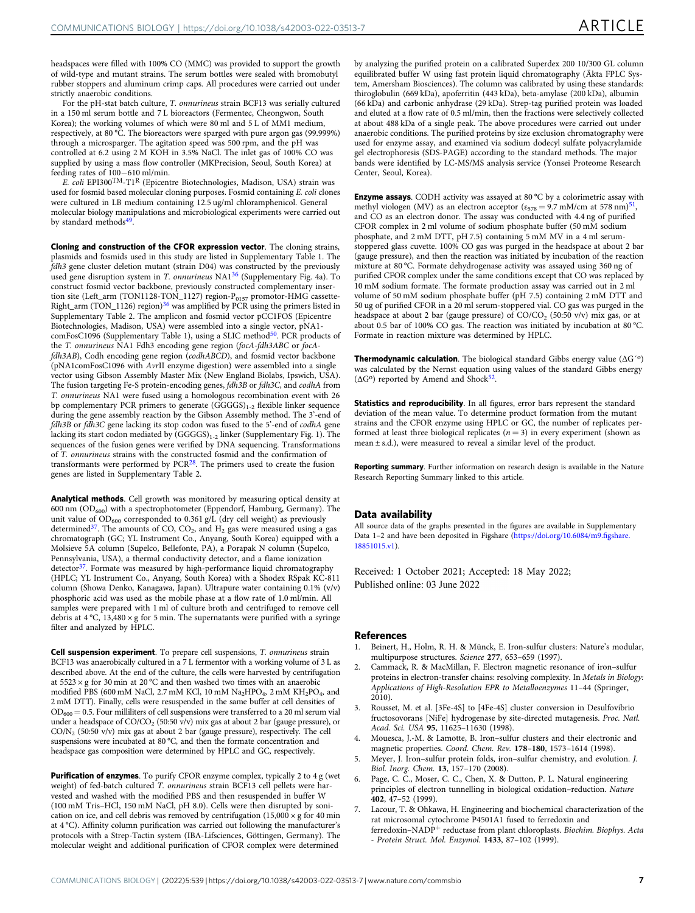headspaces were filled with 100% CO (MMC) was provided to support the growth of wild-type and mutant strains. The serum bottles were sealed with bromobutyl rubber stoppers and aluminum crimp caps. All procedures were carried out under strictly anaerobic conditions.

For the pH-stat batch culture, *T. onnurineus* strain BCF13 was serially cultured in a 150 ml serum bottle and 7 L bioreactors (Fermentec, Cheongwon, South Korea); the working volumes of which were 80 ml and 5 L of MM1 medium, respectively, at 80 °C. The bioreactors were sparged with pure argon gas (99.999%) through a microsparger. The agitation speed was 500 rpm, and the pH was controlled at 6.2 using 2 M KOH in 3.5% NaCl. The inlet gas of 100% CO was supplied by using a mass flow controller (MKPrecision, Seoul, South Korea) at feeding rates of 100−610 ml/min.

*E. coli* EPI300$^{TM}$-T1$^{R}$ (Epicentre Biotechnologies, Madison, USA) strain was used for fosmid based molecular cloning purposes. Fosmid containing *E. coli* clones were cultured in LB medium containing 12.5 ug/ml chloramphenicol. General molecular biology manipulations and microbiological experiments were carried out by standard methods[49].

**Cloning and construction of the CFOR expression vector**. The cloning strains, plasmids and fosmids used in this study are listed in Supplementary Table 1. The *fdh3* gene cluster deletion mutant (strain D04) was constructed by the previously used gene disruption system in *T. onnurineus* NA1[36] (Supplementary Fig. 4a). To construct fosmid vector backbone, previously constructed complementary insertion site (Left_arm (TON1128-TON_1127) region-$P_{0157}$ promotor-HMG cassette-Right_arm (TON_1126) region)[36] was amplified by PCR using the primers listed in Supplementary Table 2. The amplicon and fosmid vector pCC1FOS (Epicentre Biotechnologies, Madison, USA) were assembled into a single vector, pNA1-comFosC1096 (Supplementary Table 1), using a SLIC method[50]. PCR products of the *T. onnurineus* NA1 Fdh3 encoding gene region (*focA-fdh3ABC* or *focA-fdh3AB*), Codh encoding gene region (*codhABCD*), and fosmid vector backbone (pNA1comFosC1096 with *Avr*II enzyme digestion) were assembled into a single vector using Gibson Assembly Master Mix (New England Biolabs, Ipswich, USA). The fusion targeting Fe-S protein-encoding genes, *fdh3B* or *fdh3C*, and *codhA* from *T. onnurineus* NA1 were fused using a homologous recombination event with 26 bp complementary PCR primers to generate $(GGGGS)_{1-2}$ flexible linker sequence during the gene assembly reaction by the Gibson Assembly method. The 3′-end of *fdh3B* or *fdh3C* gene lacking its stop codon was fused to the 5′-end of *codhA* gene lacking its start codon mediated by $(GGGGS)_{1-2}$ linker (Supplementary Fig. 1). The sequences of the fusion genes were verified by DNA sequencing. Transformations of *T. onnurineus* strains with the constructed fosmid and the confirmation of transformants were performed by PCR[28]. The primers used to create the fusion genes are listed in Supplementary Table 2.

**Analytical methods**. Cell growth was monitored by measuring optical density at 600 nm ($OD_{600}$) with a spectrophotometer (Eppendorf, Hamburg, Germany). The unit value of $OD_{600}$ corresponded to 0.361 g/L (dry cell weight) as previously determined[37]. The amounts of CO, $CO_2$, and $H_2$ gas were measured using a gas chromatograph (GC; YL Instrument Co., Anyang, South Korea) equipped with a Molsieve 5A column (Supelco, Bellefonte, PA), a Porapak N column (Supelco, Pennsylvania, USA), a thermal conductivity detector, and a flame ionization detector[37]. Formate was measured by high-performance liquid chromatography (HPLC; YL Instrument Co., Anyang, South Korea) with a Shodex RSpak KC-811 column (Showa Denko, Kanagawa, Japan). Ultrapure water containing 0.1% (v/v) phosphoric acid was used as the mobile phase at a flow rate of 1.0 ml/min. All samples were prepared with 1 ml of culture broth and centrifuged to remove cell debris at 4 °C, 13,480 × g for 5 min. The supernatants were purified with a syringe filter and analyzed by HPLC.

**Cell suspension experiment**. To prepare cell suspensions, *T. onnurineus* strain BCF13 was anaerobically cultured in a 7 L fermentor with a working volume of 3 L as described above. At the end of the culture, the cells were harvested by centrifugation at 5523 × g for 30 min at 20 °C and then washed two times with an anaerobic modified PBS (600 mM NaCl, 2.7 mM KCl, 10 mM $Na_2HPO_4$, 2 mM $KH_2PO_4$, and 2 mM DTT). Finally, cells were resuspended in the same buffer at cell densities of $OD_{600}$ = 0.5. Four milliliters of cell suspensions were transferred to a 20 ml serum vial under a headspace of CO/$CO_2$ (50:50 v/v) mix gas at about 2 bar (gauge pressure), or CO/$N_2$ (50:50 v/v) mix gas at about 2 bar (gauge pressure), respectively. The cell suspensions were incubated at 80 °C, and then the formate concentration and headspace gas composition were determined by HPLC and GC, respectively.

**Purification of enzymes**. To purify CFOR enzyme complex, typically 2 to 4 g (wet weight) of fed-batch cultured *T. onnurineus* strain BCF13 cell pellets were harvested and washed with the modified PBS and then resuspended in buffer W (100 mM Tris–HCl, 150 mM NaCl, pH 8.0). Cells were then disrupted by sonication on ice, and cell debris was removed by centrifugation (15,000 × g for 40 min at 4 °C). Affinity column purification was carried out following the manufacturer's protocols with a Strep-Tactin system (IBA-Lifsciences, Göttingen, Germany). The molecular weight and additional purification of CFOR complex were determined by analyzing the purified protein on a calibrated Superdex 200 10/300 GL column equilibrated buffer W using fast protein liquid chromatography (Äkta FPLC System, Amersham Biosciences). The column was calibrated by using these standards: thiroglobulin (669 kDa), apoferritin (443 kDa), beta-amylase (200 kDa), albumin (66 kDa) and carbonic anhydrase (29 kDa). Strep-tag purified protein was loaded and eluted at a flow rate of 0.5 ml/min, then the fractions were selectively collected at about 488 kDa of a single peak. The above procedures were carried out under anaerobic conditions. The purified proteins by size exclusion chromatography were used for enzyme assay, and examined via sodium dodecyl sulfate polyacrylamide gel electrophoresis (SDS-PAGE) according to the standard methods. The major bands were identified by LC-MS/MS analysis service (Yonsei Proteome Research Center, Seoul, Korea).

**Enzyme assays**. CODH activity was assayed at 80 °C by a colorimetric assay with methyl viologen (MV) as an electron acceptor ($\varepsilon_{578}$ = 9.7 mM/cm at 578 nm)[51], and CO as an electron donor. The assay was conducted with 4.4 ng of purified CFOR complex in 2 ml volume of sodium phosphate buffer (50 mM sodium phosphate, and 2 mM DTT, pH 7.5) containing 5 mM MV in a 4 ml serum-stoppered glass cuvette. 100% CO gas was purged in the headspace at about 2 bar (gauge pressure), and then the reaction was initiated by incubation of the reaction mixture at 80 °C. Formate dehydrogenase activity was assayed using 360 ng of purified CFOR complex under the same conditions except that CO was replaced by 10 mM sodium formate. The formate production assay was carried out in 2 ml volume of 50 mM sodium phosphate buffer (pH 7.5) containing 2 mM DTT and 50 ug of purified CFOR in a 20 ml serum-stoppered vial. CO gas was purged in the headspace at about 2 bar (gauge pressure) of CO/$CO_2$ (50:50 v/v) mix gas, or at about 0.5 bar of 100% CO gas. The reaction was initiated by incubation at 80 °C. Formate in reaction mixture was determined by HPLC.

**Thermodynamic calculation**. The biological standard Gibbs energy value ($\Delta G'^{o}$) was calculated by the Nernst equation using values of the standard Gibbs energy ($\Delta G^{o}$) reported by Amend and Shock[52].

**Statistics and reproducibility**. In all figures, error bars represent the standard deviation of the mean value. To determine product formation from the mutant strains and the CFOR enzyme using HPLC or GC, the number of replicates performed at least three biological replicates ($n$ = 3) in every experiment (shown as mean ± s.d.), were measured to reveal a similar level of the product.

**Reporting summary**. Further information on research design is available in the Nature Research Reporting Summary linked to this article.

## Data availability

All source data of the graphs presented in the figures are available in Supplementary Data 1–2 and have been deposited in Figshare (https://doi.org/10.6084/m9.figshare.18851015.v1).

Received: 1 October 2021; Accepted: 18 May 2022;
Published online: 03 June 2022

## References

1. Beinert, H., Holm, R. H. & Münck, E. Iron-sulfur clusters: Nature's modular, multipurpose structures. *Science* **277**, 653–659 (1997).
2. Cammack, R. & MacMillan, F. Electron magnetic resonance of iron–sulfur proteins in electron-transfer chains: resolving complexity. In *Metals in Biology: Applications of High-Resolution EPR to Metalloenzymes* 11–44 (Springer, 2010).
3. Rousset, M. et al. [3Fe-4S] to [4Fe-4S] cluster conversion in Desulfovibrio fructosovorans [NiFe] hydrogenase by site-directed mutagenesis. *Proc. Natl. Acad. Sci. USA* **95**, 11625–11630 (1998).
4. Mouesca, J.-M. & Lamotte, B. Iron–sulfur clusters and their electronic and magnetic properties. *Coord. Chem. Rev.* **178–180**, 1573–1614 (1998).
5. Meyer, J. Iron–sulfur protein folds, iron–sulfur chemistry, and evolution. *J. Biol. Inorg. Chem.* **13**, 157–170 (2008).
6. Page, C. C., Moser, C. C., Chen, X. & Dutton, P. L. Natural engineering principles of electron tunnelling in biological oxidation–reduction. *Nature* **402**, 47–52 (1999).
7. Lacour, T. & Ohkawa, H. Engineering and biochemical characterization of the rat microsomal cytochrome P4501A1 fused to ferredoxin and ferredoxin–$NADP^{+}$ reductase from plant chloroplasts. *Biochim. Biophys. Acta - Protein Struct. Mol. Enzymol.* **1433**, 87–102 (1999).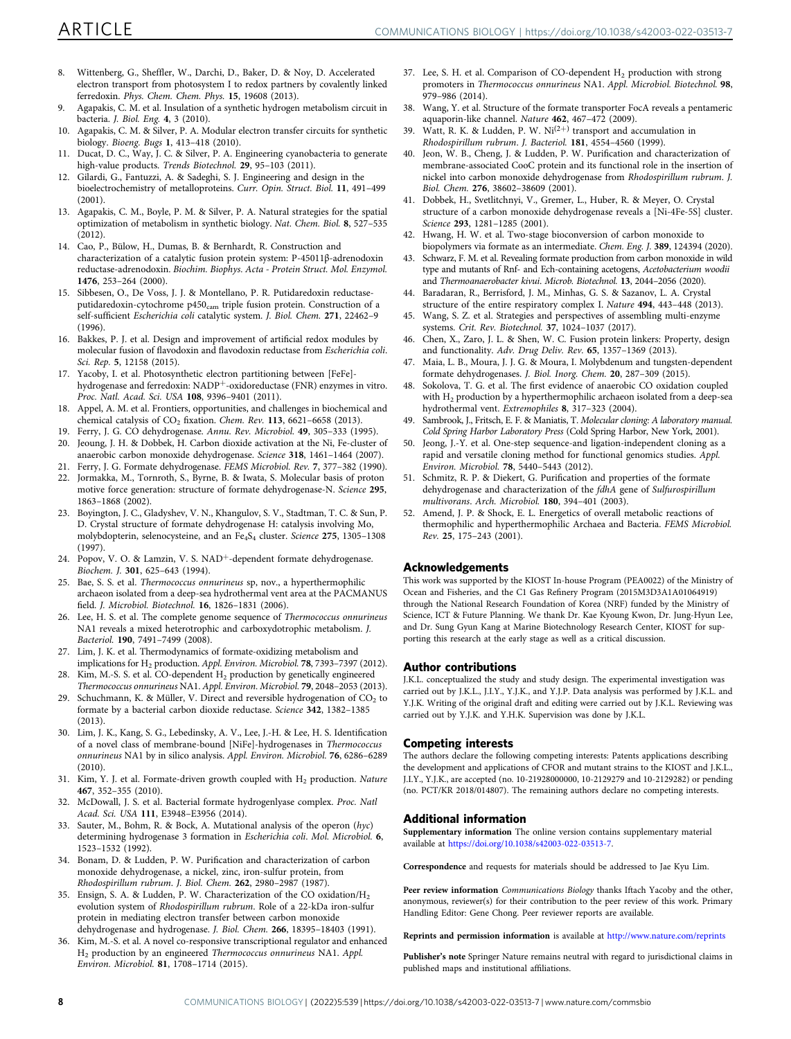8. Wittenberg, G., Sheffler, W., Darchi, D., Baker, D. & Noy, D. Accelerated electron transport from photosystem I to redox partners by covalently linked ferredoxin. *Phys. Chem. Chem. Phys.* **15**, 19608 (2013).
9. Agapakis, C. M. et al. Insulation of a synthetic hydrogen metabolism circuit in bacteria. *J. Biol. Eng.* **4**, 3 (2010).
10. Agapakis, C. M. & Silver, P. A. Modular electron transfer circuits for synthetic biology. *Bioeng. Bugs* **1**, 413–418 (2010).
11. Ducat, D. C., Way, J. C. & Silver, P. A. Engineering cyanobacteria to generate high-value products. *Trends Biotechnol.* **29**, 95–103 (2011).
12. Gilardi, G., Fantuzzi, A. & Sadeghi, S. J. Engineering and design in the bioelectrochemistry of metalloproteins. *Curr. Opin. Struct. Biol.* **11**, 491–499 (2001).
13. Agapakis, C. M., Boyle, P. M. & Silver, P. A. Natural strategies for the spatial optimization of metabolism in synthetic biology. *Nat. Chem. Biol.* **8**, 527–535 (2012).
14. Cao, P., Bülow, H., Dumas, B. & Bernhardt, R. Construction and characterization of a catalytic fusion protein system: P-45011β-adrenodoxin reductase-adrenodoxin. *Biochim. Biophys. Acta - Protein Struct. Mol. Enzymol.* **1476**, 253–264 (2000).
15. Sibbesen, O., De Voss, J. J. & Montellano, P. R. Putidaredoxin reductase-putidaredoxin-cytochrome p450$_{cam}$ triple fusion protein. Construction of a self-sufficient *Escherichia coli* catalytic system. *J. Biol. Chem.* **271**, 22462–9 (1996).
16. Bakkes, P. J. et al. Design and improvement of artificial redox modules by molecular fusion of flavodoxin and flavodoxin reductase from *Escherichia coli*. *Sci. Rep.* **5**, 12158 (2015).
17. Yacoby, I. et al. Photosynthetic electron partitioning between [FeFe]-hydrogenase and ferredoxin: NADP$^+$-oxidoreductase (FNR) enzymes in vitro. *Proc. Natl. Acad. Sci. USA* **108**, 9396–9401 (2011).
18. Appel, A. M. et al. Frontiers, opportunities, and challenges in biochemical and chemical catalysis of $CO_2$ fixation. *Chem. Rev.* **113**, 6621–6658 (2013).
19. Ferry, J. G. CO dehydrogenase. *Annu. Rev. Microbiol.* **49**, 305–333 (1995).
20. Jeoung, J. H. & Dobbek, H. Carbon dioxide activation at the Ni, Fe-cluster of anaerobic carbon monoxide dehydrogenase. *Science* **318**, 1461–1464 (2007).
21. Ferry, J. G. Formate dehydrogenase. *FEMS Microbiol. Rev.* **7**, 377–382 (1990).
22. Jormakka, M., Tornroth, S., Byrne, B. & Iwata, S. Molecular basis of proton motive force generation: structure of formate dehydrogenase-N. *Science* **295**, 1863–1868 (2002).
23. Boyington, J. C., Gladyshev, V. N., Khangulov, S. V., Stadtman, T. C. & Sun, P. D. Crystal structure of formate dehydrogenase H: catalysis involving Mo, molybdopterin, selenocysteine, and an $Fe_4S_4$ cluster. *Science* **275**, 1305–1308 (1997).
24. Popov, V. O. & Lamzin, V. S. NAD$^+$-dependent formate dehydrogenase. *Biochem. J.* **301**, 625–643 (1994).
25. Bae, S. S. et al. *Thermococcus onnurineus* sp, nov., a hyperthermophilic archaeon isolated from a deep-sea hydrothermal vent area at the PACMANUS field. *J. Microbiol. Biotechnol.* **16**, 1826–1831 (2006).
26. Lee, H. S. et al. The complete genome sequence of *Thermococcus onnurineus* NA1 reveals a mixed heterotrophic and carboxydotrophic metabolism. *J. Bacteriol.* **190**, 7491–7499 (2008).
27. Lim, J. K. et al. Thermodynamics of formate-oxidizing metabolism and implications for $H_2$ production. *Appl. Environ. Microbiol.* **78**, 7393–7397 (2012).
28. Kim, M.-S. S. et al. CO-dependent $H_2$ production by genetically engineered *Thermococcus onnurineus* NA1. *Appl. Environ. Microbiol.* **79**, 2048–2053 (2013).
29. Schuchmann, K. & Müller, V. Direct and reversible hydrogenation of $CO_2$ to formate by a bacterial carbon dioxide reductase. *Science* **342**, 1382–1385 (2013).
30. Lim, J. K., Kang, S. G., Lebedinsky, A. V., Lee, J.-H. & Lee, H. S. Identification of a novel class of membrane-bound [NiFe]-hydrogenases in *Thermococcus onnurineus* NA1 by in silico analysis. *Appl. Environ. Microbiol.* **76**, 6286–6289 (2010).
31. Kim, Y. J. et al. Formate-driven growth coupled with $H_2$ production. *Nature* **467**, 352–355 (2010).
32. McDowall, J. S. et al. Bacterial formate hydrogenlyase complex. *Proc. Natl Acad. Sci. USA* **111**, E3948–E3956 (2014).
33. Sauter, M., Bohm, R. & Bock, A. Mutational analysis of the operon (*hyc*) determining hydrogenase 3 formation in *Escherichia coli*. *Mol. Microbiol.* **6**, 1523–1532 (1992).
34. Bonam, D. & Ludden, P. W. Purification and characterization of carbon monoxide dehydrogenase, a nickel, zinc, iron-sulfur protein, from *Rhodospirillum rubrum*. *J. Biol. Chem.* **262**, 2980–2987 (1987).
35. Ensign, S. A. & Ludden, P. W. Characterization of the CO oxidation/$H_2$ evolution system of *Rhodospirillum rubrum*. Role of a 22-kDa iron-sulfur protein in mediating electron transfer between carbon monoxide dehydrogenase and hydrogenase. *J. Biol. Chem.* **266**, 18395–18403 (1991).
36. Kim, M.-S. et al. A novel co-responsive transcriptional regulator and enhanced $H_2$ production by an engineered *Thermococcus onnurineus* NA1. *Appl. Environ. Microbiol.* **81**, 1708–1714 (2015).
37. Lee, S. H. et al. Comparison of CO-dependent $H_2$ production with strong promoters in *Thermococcus onnurineus* NA1. *Appl. Microbiol. Biotechnol.* **98**, 979–986 (2014).
38. Wang, Y. et al. Structure of the formate transporter FocA reveals a pentameric aquaporin-like channel. *Nature* **462**, 467–472 (2009).
39. Watt, R. K. & Ludden, P. W. $Ni^{(2+)}$ transport and accumulation in *Rhodospirillum rubrum*. *J. Bacteriol.* **181**, 4554–4560 (1999).
40. Jeon, W. B., Cheng, J. & Ludden, P. W. Purification and characterization of membrane-associated CooC protein and its functional role in the insertion of nickel into carbon monoxide dehydrogenase from *Rhodospirillum rubrum*. *J. Biol. Chem.* **276**, 38602–38609 (2001).
41. Dobbek, H., Svetlitchnyi, V., Gremer, L., Huber, R. & Meyer, O. Crystal structure of a carbon monoxide dehydrogenase reveals a [Ni-4Fe-5S] cluster. *Science* **293**, 1281–1285 (2001).
42. Hwang, H. W. et al. Two-stage bioconversion of carbon monoxide to biopolymers via formate as an intermediate. *Chem. Eng. J.* **389**, 124394 (2020).
43. Schwarz, F. M. et al. Revealing formate production from carbon monoxide in wild type and mutants of Rnf- and Ech-containing acetogens, *Acetobacterium woodii* and *Thermoanaerobacter kivui*. *Microb. Biotechnol.* **13**, 2044–2056 (2020).
44. Baradaran, R., Berrisford, J. M., Minhas, G. S. & Sazanov, L. A. Crystal structure of the entire respiratory complex I. *Nature* **494**, 443–448 (2013).
45. Wang, S. Z. et al. Strategies and perspectives of assembling multi-enzyme systems. *Crit. Rev. Biotechnol.* **37**, 1024–1037 (2017).
46. Chen, X., Zaro, J. L. & Shen, W. C. Fusion protein linkers: Property, design and functionality. *Adv. Drug Deliv. Rev.* **65**, 1357–1369 (2013).
47. Maia, L. B., Moura, J. J. G. & Moura, I. Molybdenum and tungsten-dependent formate dehydrogenases. *J. Biol. Inorg. Chem.* **20**, 287–309 (2015).
48. Sokolova, T. G. et al. The first evidence of anaerobic CO oxidation coupled with $H_2$ production by a hyperthermophilic archaeon isolated from a deep-sea hydrothermal vent. *Extremophiles* **8**, 317–323 (2004).
49. Sambrook, J., Fritsch, E. F. & Maniatis, T. *Molecular cloning: A laboratory manual.* *Cold Spring Harbor Laboratory Press* (Cold Spring Harbor, New York, 2001).
50. Jeong, J.-Y. et al. One-step sequence-and ligation-independent cloning as a rapid and versatile cloning method for functional genomics studies. *Appl. Environ. Microbiol.* **78**, 5440–5443 (2012).
51. Schmitz, R. P. & Diekert, G. Purification and properties of the formate dehydrogenase and characterization of the *fdhA* gene of *Sulfurospirillum multivorans*. *Arch. Microbiol.* **180**, 394–401 (2003).
52. Amend, J. P. & Shock, E. L. Energetics of overall metabolic reactions of thermophilic and hyperthermophilic Archaea and Bacteria. *FEMS Microbiol. Rev.* **25**, 175–243 (2001).

## Acknowledgements

This work was supported by the KIOST In-house Program (PEA0022) of the Ministry of Ocean and Fisheries, and the C1 Gas Refinery Program (2015M3D3A1A01064919) through the National Research Foundation of Korea (NRF) funded by the Ministry of Science, ICT & Future Planning. We thank Dr. Kae Kyoung Kwon, Dr. Jung-Hyun Lee, and Dr. Sung Gyun Kang at Marine Biotechnology Research Center, KIOST for supporting this research at the early stage as well as a critical discussion.

## Author contributions

J.K.L. conceptualized the study and study design. The experimental investigation was carried out by J.K.L., J.I.Y., Y.J.K., and Y.J.P. Data analysis was performed by J.K.L. and Y.J.K. Writing of the original draft and editing were carried out by J.K.L. Reviewing was carried out by Y.J.K. and Y.H.K. Supervision was done by J.K.L.

## Competing interests

The authors declare the following competing interests: Patents applications describing the development and applications of CFOR and mutant strains to the KIOST and J.K.L., J.I.Y., Y.J.K., are accepted (no. 10-21928000000, 10-2129279 and 10-2129282) or pending (no. PCT/KR 2018/014807). The remaining authors declare no competing interests.

## Additional information

**Supplementary information** The online version contains supplementary material available at https://doi.org/10.1038/s42003-022-03513-7.

**Correspondence** and requests for materials should be addressed to Jae Kyu Lim.

**Peer review information** *Communications Biology* thanks Iftach Yacoby and the other, anonymous, reviewer(s) for their contribution to the peer review of this work. Primary Handling Editor: Gene Chong. Peer reviewer reports are available.

**Reprints and permission information** is available at http://www.nature.com/reprints

**Publisher's note** Springer Nature remains neutral with regard to jurisdictional claims in published maps and institutional affiliations.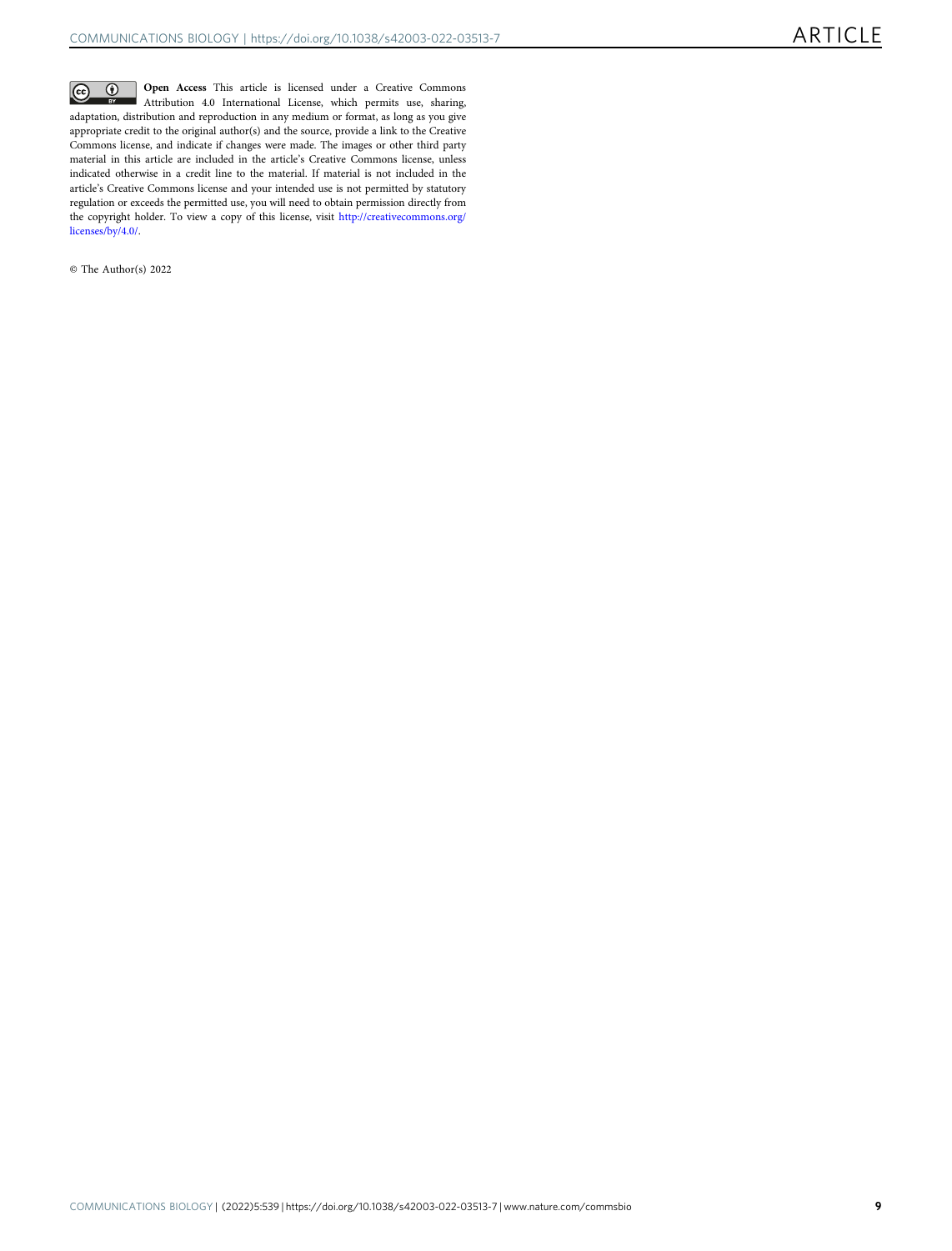**Open Access** This article is licensed under a Creative Commons Attribution 4.0 International License, which permits use, sharing, adaptation, distribution and reproduction in any medium or format, as long as you give appropriate credit to the original author(s) and the source, provide a link to the Creative Commons license, and indicate if changes were made. The images or other third party material in this article are included in the article's Creative Commons license, unless indicated otherwise in a credit line to the material. If material is not included in the article's Creative Commons license and your intended use is not permitted by statutory regulation or exceeds the permitted use, you will need to obtain permission directly from the copyright holder. To view a copy of this license, visit http://creativecommons.org/licenses/by/4.0/.

© The Author(s) 2022